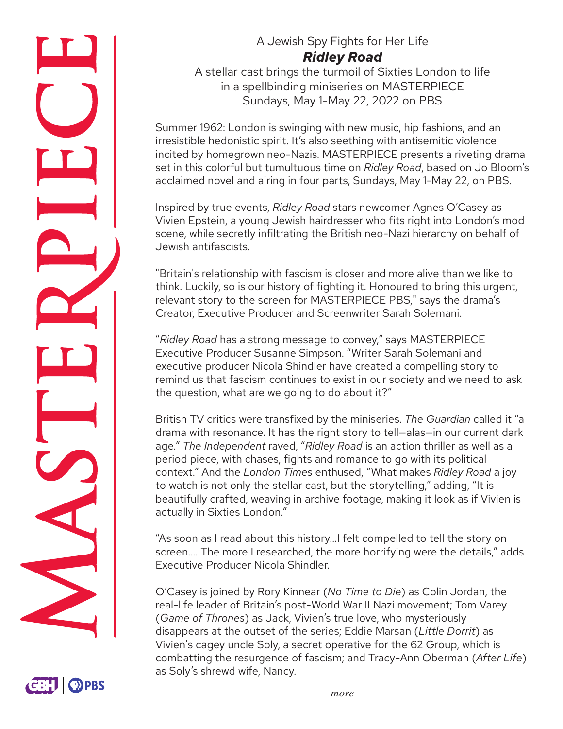A Jewish Spy Fights for Her Life

# ***Ridley Road***

A stellar cast brings the turmoil of Sixties London to life
in a spellbinding miniseries on MASTERPIECE
Sundays, May 1-May 22, 2022 on PBS

Summer 1962: London is swinging with new music, hip fashions, and an irresistible hedonistic spirit. It's also seething with antisemitic violence incited by homegrown neo-Nazis. MASTERPIECE presents a riveting drama set in this colorful but tumultuous time on *Ridley Road*, based on Jo Bloom's acclaimed novel and airing in four parts, Sundays, May 1-May 22, on PBS.

Inspired by true events, *Ridley Road* stars newcomer Agnes O'Casey as Vivien Epstein, a young Jewish hairdresser who fits right into London's mod scene, while secretly infiltrating the British neo-Nazi hierarchy on behalf of Jewish antifascists.

"Britain's relationship with fascism is closer and more alive than we like to think. Luckily, so is our history of fighting it. Honoured to bring this urgent, relevant story to the screen for MASTERPIECE PBS," says the drama's Creator, Executive Producer and Screenwriter Sarah Solemani.

"*Ridley Road* has a strong message to convey," says MASTERPIECE Executive Producer Susanne Simpson. "Writer Sarah Solemani and executive producer Nicola Shindler have created a compelling story to remind us that fascism continues to exist in our society and we need to ask the question, what are we going to do about it?"

British TV critics were transfixed by the miniseries. *The Guardian* called it "a drama with resonance. It has the right story to tell—alas—in our current dark age." *The Independent* raved, "*Ridley Road* is an action thriller as well as a period piece, with chases, fights and romance to go with its political context." And the *London Times* enthused, "What makes *Ridley Road* a joy to watch is not only the stellar cast, but the storytelling," adding, "It is beautifully crafted, weaving in archive footage, making it look as if Vivien is actually in Sixties London."

"As soon as I read about this history...I felt compelled to tell the story on screen.... The more I researched, the more horrifying were the details," adds Executive Producer Nicola Shindler.

O'Casey is joined by Rory Kinnear (*No Time to Die*) as Colin Jordan, the real-life leader of Britain's post-World War II Nazi movement; Tom Varey (*Game of Thrones*) as Jack, Vivien's true love, who mysteriously disappears at the outset of the series; Eddie Marsan (*Little Dorrit*) as Vivien's cagey uncle Soly, a secret operative for the 62 Group, which is combatting the resurgence of fascism; and Tracy-Ann Oberman (*After Life*) as Soly's shrewd wife, Nancy.

*– more –*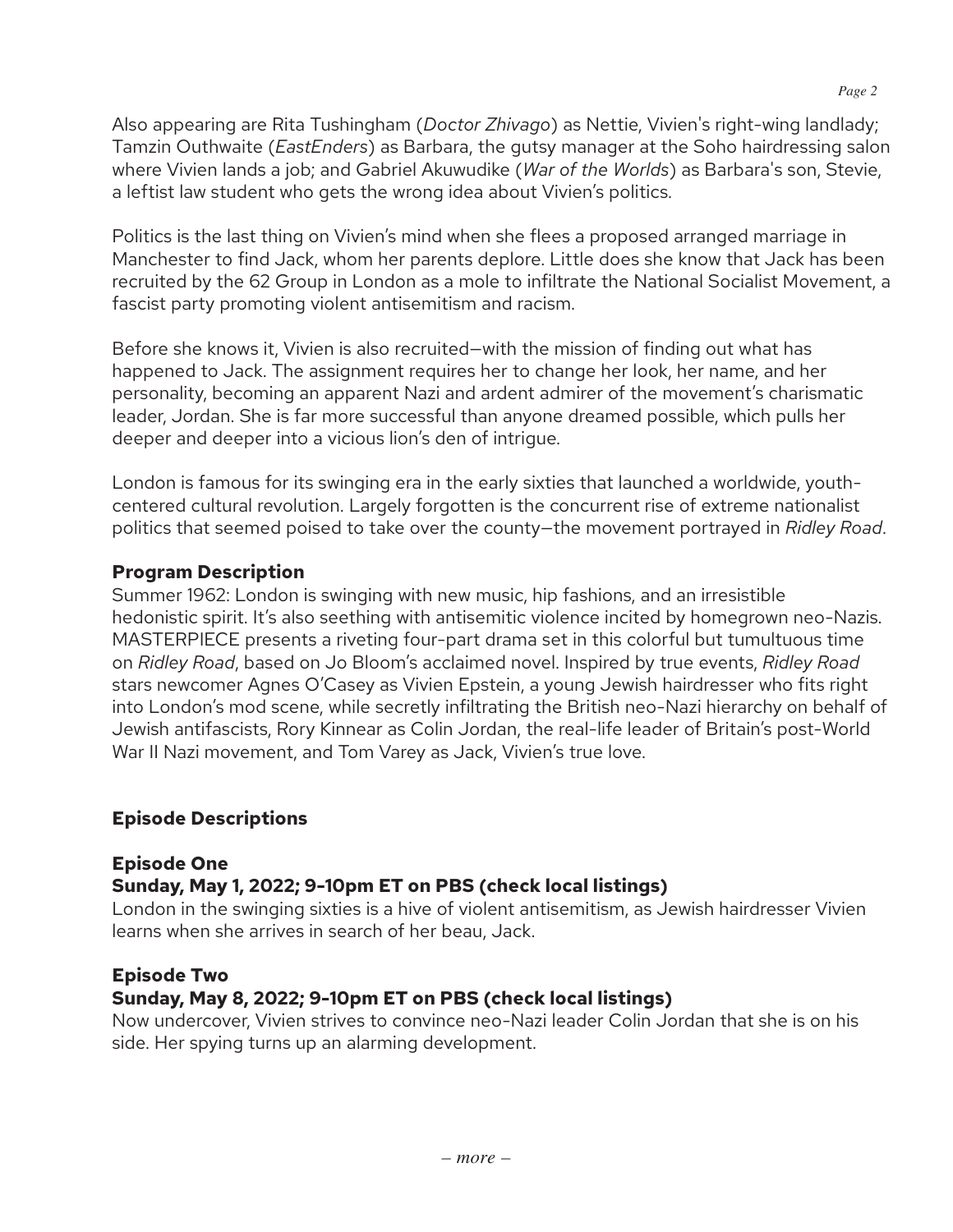Also appearing are Rita Tushingham (*Doctor Zhivago*) as Nettie, Vivien's right-wing landlady; Tamzin Outhwaite (*EastEnders*) as Barbara, the gutsy manager at the Soho hairdressing salon where Vivien lands a job; and Gabriel Akuwudike (*War of the Worlds*) as Barbara's son, Stevie, a leftist law student who gets the wrong idea about Vivien's politics.

Politics is the last thing on Vivien's mind when she flees a proposed arranged marriage in Manchester to find Jack, whom her parents deplore. Little does she know that Jack has been recruited by the 62 Group in London as a mole to infiltrate the National Socialist Movement, a fascist party promoting violent antisemitism and racism.

Before she knows it, Vivien is also recruited—with the mission of finding out what has happened to Jack. The assignment requires her to change her look, her name, and her personality, becoming an apparent Nazi and ardent admirer of the movement's charismatic leader, Jordan. She is far more successful than anyone dreamed possible, which pulls her deeper and deeper into a vicious lion's den of intrigue.

London is famous for its swinging era in the early sixties that launched a worldwide, youth-centered cultural revolution. Largely forgotten is the concurrent rise of extreme nationalist politics that seemed poised to take over the county—the movement portrayed in *Ridley Road*.

**Program Description**

Summer 1962: London is swinging with new music, hip fashions, and an irresistible hedonistic spirit. It's also seething with antisemitic violence incited by homegrown neo-Nazis. MASTERPIECE presents a riveting four-part drama set in this colorful but tumultuous time on *Ridley Road*, based on Jo Bloom's acclaimed novel. Inspired by true events, *Ridley Road* stars newcomer Agnes O'Casey as Vivien Epstein, a young Jewish hairdresser who fits right into London's mod scene, while secretly infiltrating the British neo-Nazi hierarchy on behalf of Jewish antifascists, Rory Kinnear as Colin Jordan, the real-life leader of Britain's post-World War II Nazi movement, and Tom Varey as Jack, Vivien's true love.

**Episode Descriptions**

**Episode One**
**Sunday, May 1, 2022; 9-10pm ET on PBS (check local listings)**
London in the swinging sixties is a hive of violent antisemitism, as Jewish hairdresser Vivien learns when she arrives in search of her beau, Jack.

**Episode Two**
**Sunday, May 8, 2022; 9-10pm ET on PBS (check local listings)**
Now undercover, Vivien strives to convince neo-Nazi leader Colin Jordan that she is on his side. Her spying turns up an alarming development.

*– more –*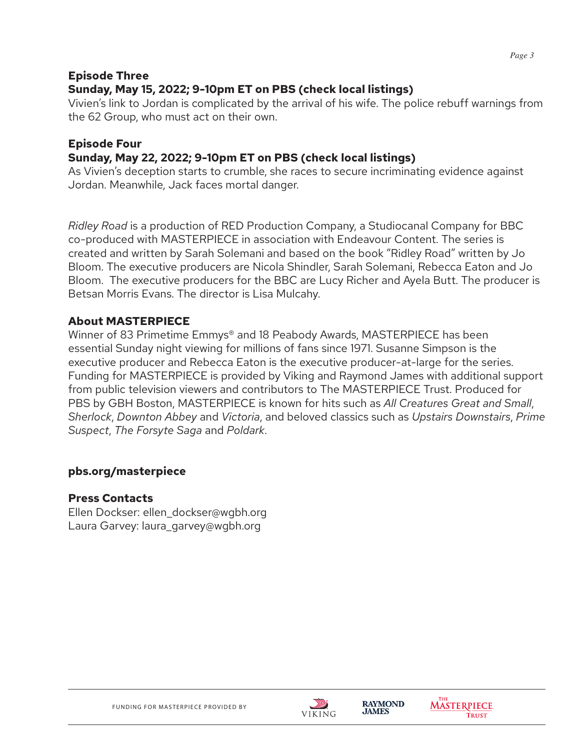**Episode Three**
**Sunday, May 15, 2022; 9-10pm ET on PBS (check local listings)**
Vivien's link to Jordan is complicated by the arrival of his wife. The police rebuff warnings from the 62 Group, who must act on their own.

**Episode Four**
**Sunday, May 22, 2022; 9-10pm ET on PBS (check local listings)**
As Vivien's deception starts to crumble, she races to secure incriminating evidence against Jordan. Meanwhile, Jack faces mortal danger.

*Ridley Road* is a production of RED Production Company, a Studiocanal Company for BBC co-produced with MASTERPIECE in association with Endeavour Content. The series is created and written by Sarah Solemani and based on the book "Ridley Road" written by Jo Bloom. The executive producers are Nicola Shindler, Sarah Solemani, Rebecca Eaton and Jo Bloom. The executive producers for the BBC are Lucy Richer and Ayela Butt. The producer is Betsan Morris Evans. The director is Lisa Mulcahy.

**About MASTERPIECE**
Winner of 83 Primetime Emmys® and 18 Peabody Awards, MASTERPIECE has been essential Sunday night viewing for millions of fans since 1971. Susanne Simpson is the executive producer and Rebecca Eaton is the executive producer-at-large for the series. Funding for MASTERPIECE is provided by Viking and Raymond James with additional support from public television viewers and contributors to The MASTERPIECE Trust. Produced for PBS by GBH Boston, MASTERPIECE is known for hits such as *All Creatures Great and Small*, *Sherlock*, *Downton Abbey* and *Victoria*, and beloved classics such as *Upstairs Downstairs*, *Prime Suspect*, *The Forsyte Saga* and *Poldark*.

**pbs.org/masterpiece**

**Press Contacts**
Ellen Dockser: ellen_dockser@wgbh.org
Laura Garvey: laura_garvey@wgbh.org

FUNDING FOR MASTERPIECE PROVIDED BY VIKING RAYMOND JAMES THE MASTERPIECE TRUST